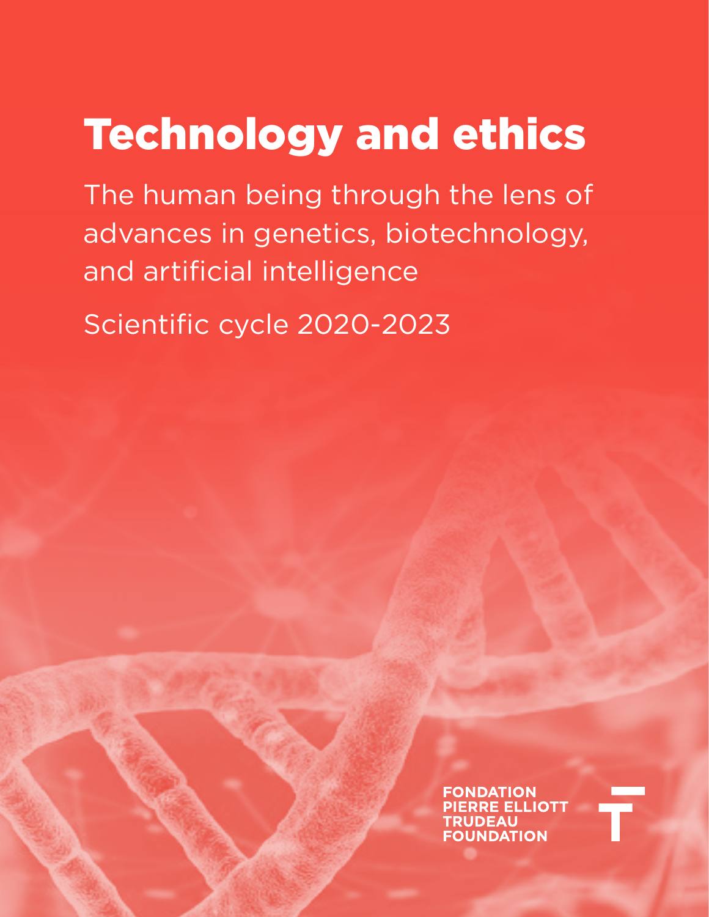# Technology and ethics

The human being through the lens of advances in genetics, biotechnology, and artificial intelligence

Scientific cycle 2020-2023

FONDATION
PIERRE ELLIOTT
TRUDEAU
FOUNDATION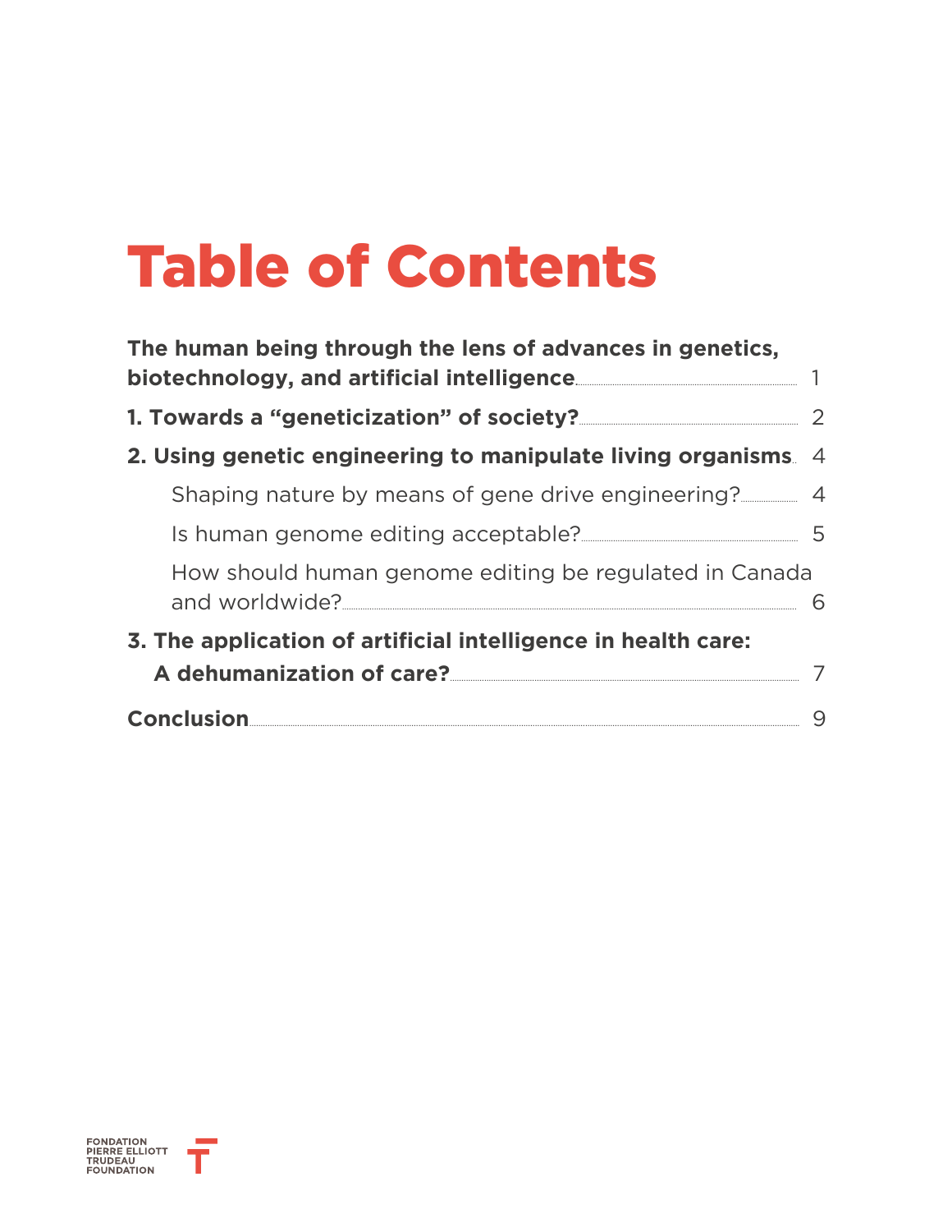# Table of Contents

**The human being through the lens of advances in genetics, biotechnology, and artificial intelligence** ........ 1

**1. Towards a "geneticization" of society?** ........ 2

**2. Using genetic engineering to manipulate living organisms** ........ 4

- Shaping nature by means of gene drive engineering? ........ 4
- Is human genome editing acceptable? ........ 5
- How should human genome editing be regulated in Canada and worldwide? ........ 6

**3. The application of artificial intelligence in health care: A dehumanization of care?** ........ 7

**Conclusion** ........ 9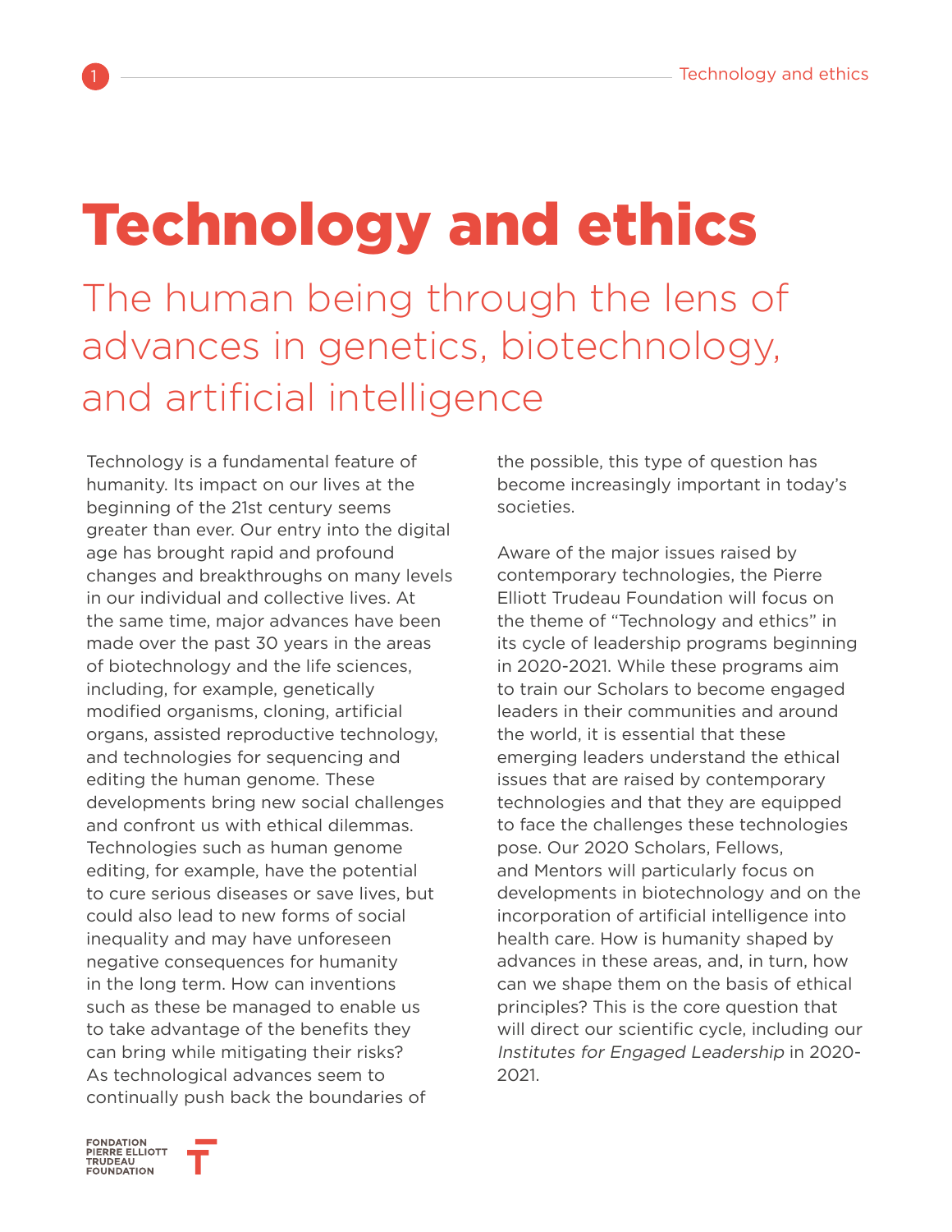# Technology and ethics

## The human being through the lens of advances in genetics, biotechnology, and artificial intelligence

Technology is a fundamental feature of humanity. Its impact on our lives at the beginning of the 21st century seems greater than ever. Our entry into the digital age has brought rapid and profound changes and breakthroughs on many levels in our individual and collective lives. At the same time, major advances have been made over the past 30 years in the areas of biotechnology and the life sciences, including, for example, genetically modified organisms, cloning, artificial organs, assisted reproductive technology, and technologies for sequencing and editing the human genome. These developments bring new social challenges and confront us with ethical dilemmas. Technologies such as human genome editing, for example, have the potential to cure serious diseases or save lives, but could also lead to new forms of social inequality and may have unforeseen negative consequences for humanity in the long term. How can inventions such as these be managed to enable us to take advantage of the benefits they can bring while mitigating their risks? As technological advances seem to continually push back the boundaries of the possible, this type of question has become increasingly important in today's societies.

Aware of the major issues raised by contemporary technologies, the Pierre Elliott Trudeau Foundation will focus on the theme of "Technology and ethics" in its cycle of leadership programs beginning in 2020-2021. While these programs aim to train our Scholars to become engaged leaders in their communities and around the world, it is essential that these emerging leaders understand the ethical issues that are raised by contemporary technologies and that they are equipped to face the challenges these technologies pose. Our 2020 Scholars, Fellows, and Mentors will particularly focus on developments in biotechnology and on the incorporation of artificial intelligence into health care. How is humanity shaped by advances in these areas, and, in turn, how can we shape them on the basis of ethical principles? This is the core question that will direct our scientific cycle, including our *Institutes for Engaged Leadership* in 2020-2021.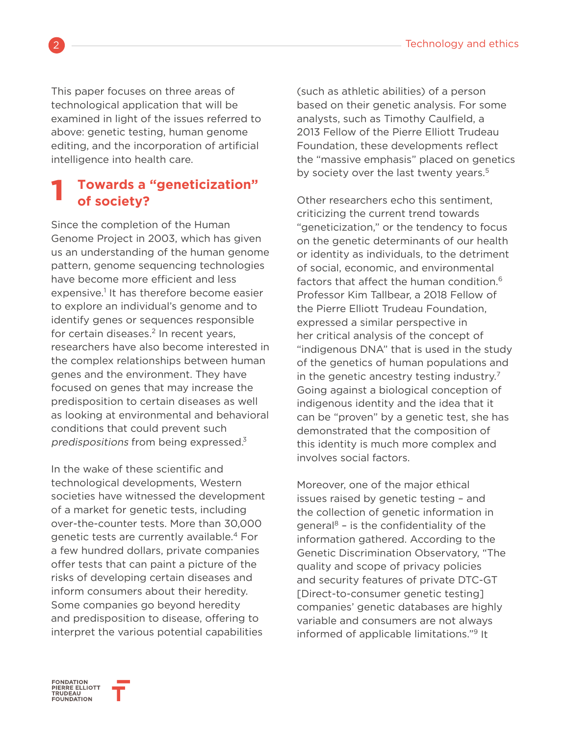This paper focuses on three areas of technological application that will be examined in light of the issues referred to above: genetic testing, human genome editing, and the incorporation of artificial intelligence into health care.

## 1 Towards a "geneticization" of society?

Since the completion of the Human Genome Project in 2003, which has given us an understanding of the human genome pattern, genome sequencing technologies have become more efficient and less expensive.[1] It has therefore become easier to explore an individual's genome and to identify genes or sequences responsible for certain diseases.[2] In recent years, researchers have also become interested in the complex relationships between human genes and the environment. They have focused on genes that may increase the predisposition to certain diseases as well as looking at environmental and behavioral conditions that could prevent such *predispositions* from being expressed.[3]

In the wake of these scientific and technological developments, Western societies have witnessed the development of a market for genetic tests, including over-the-counter tests. More than 30,000 genetic tests are currently available.[4] For a few hundred dollars, private companies offer tests that can paint a picture of the risks of developing certain diseases and inform consumers about their heredity. Some companies go beyond heredity and predisposition to disease, offering to interpret the various potential capabilities (such as athletic abilities) of a person based on their genetic analysis. For some analysts, such as Timothy Caulfield, a 2013 Fellow of the Pierre Elliott Trudeau Foundation, these developments reflect the "massive emphasis" placed on genetics by society over the last twenty years.[5]

Other researchers echo this sentiment, criticizing the current trend towards "geneticization," or the tendency to focus on the genetic determinants of our health or identity as individuals, to the detriment of social, economic, and environmental factors that affect the human condition.[6] Professor Kim Tallbear, a 2018 Fellow of the Pierre Elliott Trudeau Foundation, expressed a similar perspective in her critical analysis of the concept of "indigenous DNA" that is used in the study of the genetics of human populations and in the genetic ancestry testing industry.[7] Going against a biological conception of indigenous identity and the idea that it can be "proven" by a genetic test, she has demonstrated that the composition of this identity is much more complex and involves social factors.

Moreover, one of the major ethical issues raised by genetic testing – and the collection of genetic information in general[8] – is the confidentiality of the information gathered. According to the Genetic Discrimination Observatory, "The quality and scope of privacy policies and security features of private DTC-GT [Direct-to-consumer genetic testing] companies' genetic databases are highly variable and consumers are not always informed of applicable limitations."[9] It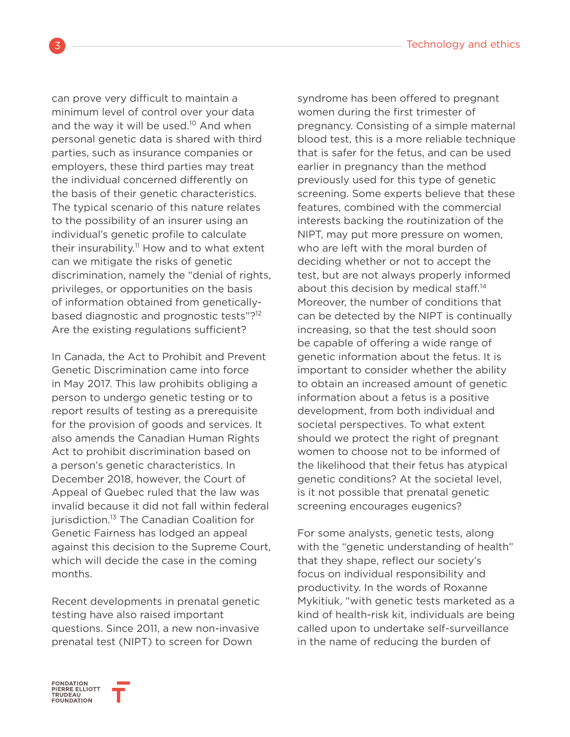can prove very difficult to maintain a minimum level of control over your data and the way it will be used.[10] And when personal genetic data is shared with third parties, such as insurance companies or employers, these third parties may treat the individual concerned differently on the basis of their genetic characteristics. The typical scenario of this nature relates to the possibility of an insurer using an individual's genetic profile to calculate their insurability.[11] How and to what extent can we mitigate the risks of genetic discrimination, namely the "denial of rights, privileges, or opportunities on the basis of information obtained from genetically-based diagnostic and prognostic tests"?[12] Are the existing regulations sufficient?

In Canada, the Act to Prohibit and Prevent Genetic Discrimination came into force in May 2017. This law prohibits obliging a person to undergo genetic testing or to report results of testing as a prerequisite for the provision of goods and services. It also amends the Canadian Human Rights Act to prohibit discrimination based on a person's genetic characteristics. In December 2018, however, the Court of Appeal of Quebec ruled that the law was invalid because it did not fall within federal jurisdiction.[13] The Canadian Coalition for Genetic Fairness has lodged an appeal against this decision to the Supreme Court, which will decide the case in the coming months.

Recent developments in prenatal genetic testing have also raised important questions. Since 2011, a new non-invasive prenatal test (NIPT) to screen for Down syndrome has been offered to pregnant women during the first trimester of pregnancy. Consisting of a simple maternal blood test, this is a more reliable technique that is safer for the fetus, and can be used earlier in pregnancy than the method previously used for this type of genetic screening. Some experts believe that these features, combined with the commercial interests backing the routinization of the NIPT, may put more pressure on women, who are left with the moral burden of deciding whether or not to accept the test, but are not always properly informed about this decision by medical staff.[14] Moreover, the number of conditions that can be detected by the NIPT is continually increasing, so that the test should soon be capable of offering a wide range of genetic information about the fetus. It is important to consider whether the ability to obtain an increased amount of genetic information about a fetus is a positive development, from both individual and societal perspectives. To what extent should we protect the right of pregnant women to choose not to be informed of the likelihood that their fetus has atypical genetic conditions? At the societal level, is it not possible that prenatal genetic screening encourages eugenics?

For some analysts, genetic tests, along with the "genetic understanding of health" that they shape, reflect our society's focus on individual responsibility and productivity. In the words of Roxanne Mykitiuk, "with genetic tests marketed as a kind of health-risk kit, individuals are being called upon to undertake self-surveillance in the name of reducing the burden of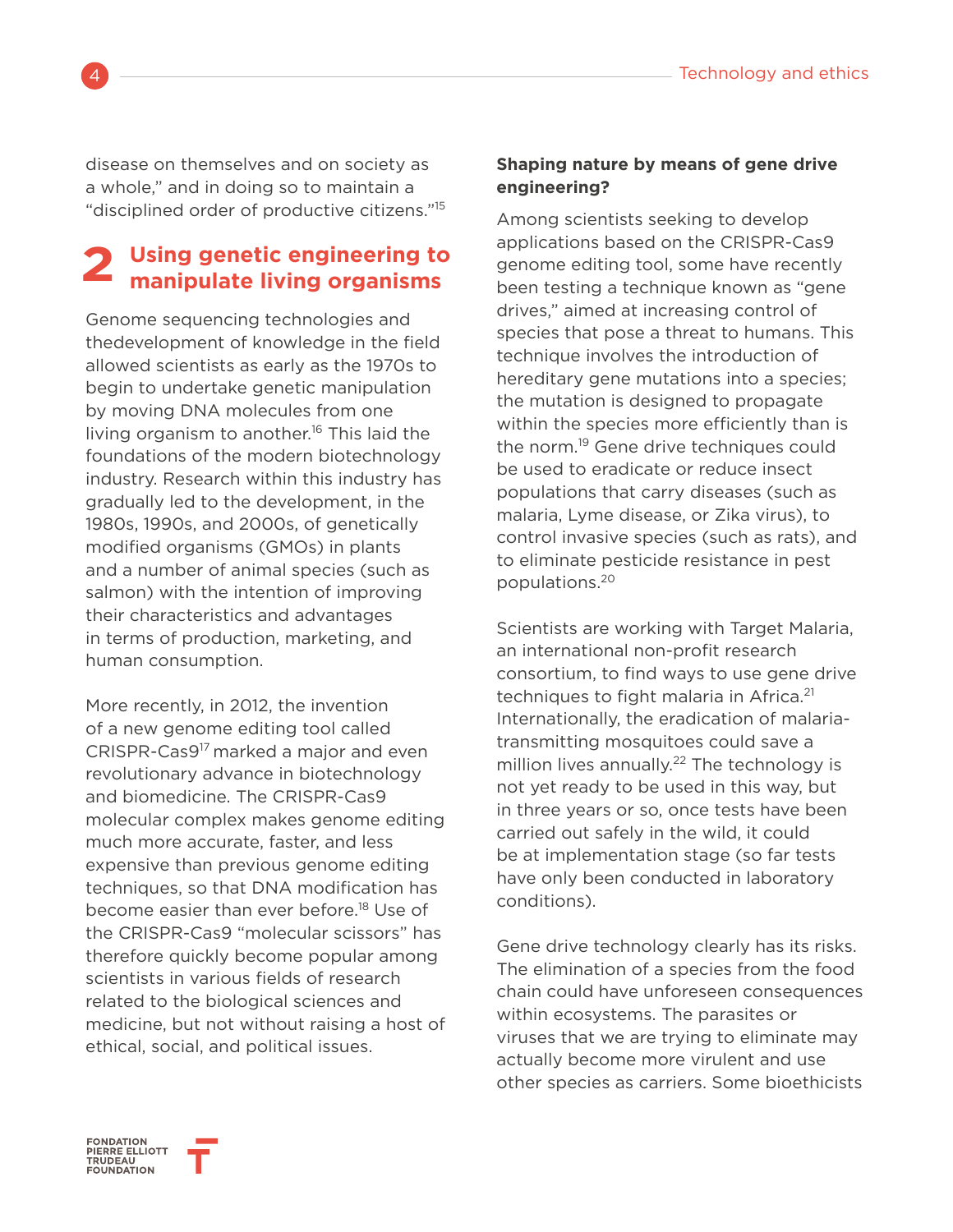disease on themselves and on society as a whole," and in doing so to maintain a "disciplined order of productive citizens."[15]

## 2 Using genetic engineering to manipulate living organisms

Genome sequencing technologies and thedevelopment of knowledge in the field allowed scientists as early as the 1970s to begin to undertake genetic manipulation by moving DNA molecules from one living organism to another.[16] This laid the foundations of the modern biotechnology industry. Research within this industry has gradually led to the development, in the 1980s, 1990s, and 2000s, of genetically modified organisms (GMOs) in plants and a number of animal species (such as salmon) with the intention of improving their characteristics and advantages in terms of production, marketing, and human consumption.

More recently, in 2012, the invention of a new genome editing tool called CRISPR-Cas9[17] marked a major and even revolutionary advance in biotechnology and biomedicine. The CRISPR-Cas9 molecular complex makes genome editing much more accurate, faster, and less expensive than previous genome editing techniques, so that DNA modification has become easier than ever before.[18] Use of the CRISPR-Cas9 "molecular scissors" has therefore quickly become popular among scientists in various fields of research related to the biological sciences and medicine, but not without raising a host of ethical, social, and political issues.

**Shaping nature by means of gene drive engineering?**

Among scientists seeking to develop applications based on the CRISPR-Cas9 genome editing tool, some have recently been testing a technique known as "gene drives," aimed at increasing control of species that pose a threat to humans. This technique involves the introduction of hereditary gene mutations into a species; the mutation is designed to propagate within the species more efficiently than is the norm.[19] Gene drive techniques could be used to eradicate or reduce insect populations that carry diseases (such as malaria, Lyme disease, or Zika virus), to control invasive species (such as rats), and to eliminate pesticide resistance in pest populations.[20]

Scientists are working with Target Malaria, an international non-profit research consortium, to find ways to use gene drive techniques to fight malaria in Africa.[21] Internationally, the eradication of malaria-transmitting mosquitoes could save a million lives annually.[22] The technology is not yet ready to be used in this way, but in three years or so, once tests have been carried out safely in the wild, it could be at implementation stage (so far tests have only been conducted in laboratory conditions).

Gene drive technology clearly has its risks. The elimination of a species from the food chain could have unforeseen consequences within ecosystems. The parasites or viruses that we are trying to eliminate may actually become more virulent and use other species as carriers. Some bioethicists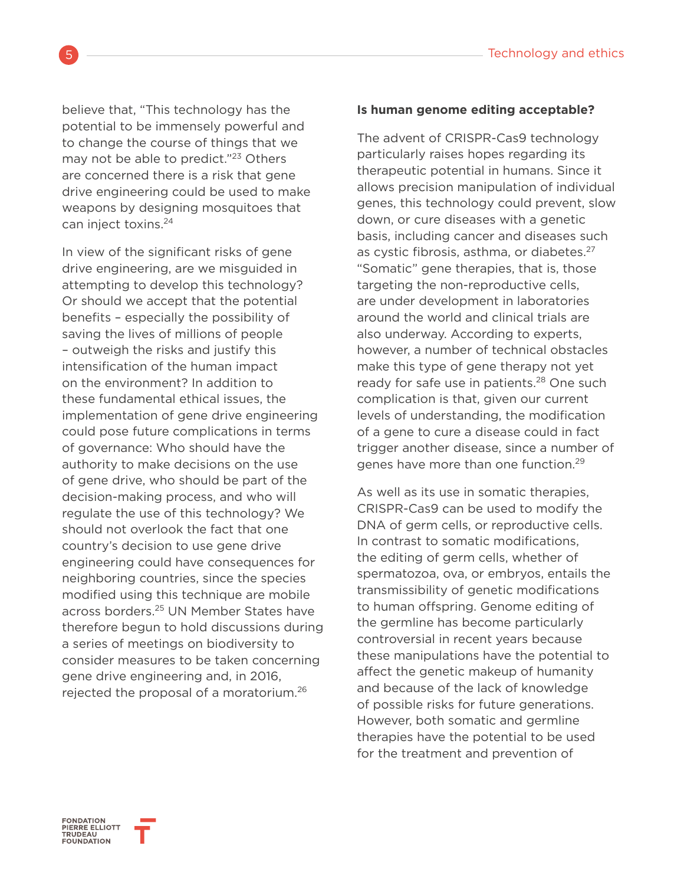believe that, "This technology has the potential to be immensely powerful and to change the course of things that we may not be able to predict."[23] Others are concerned there is a risk that gene drive engineering could be used to make weapons by designing mosquitoes that can inject toxins.[24]

In view of the significant risks of gene drive engineering, are we misguided in attempting to develop this technology? Or should we accept that the potential benefits – especially the possibility of saving the lives of millions of people – outweigh the risks and justify this intensification of the human impact on the environment? In addition to these fundamental ethical issues, the implementation of gene drive engineering could pose future complications in terms of governance: Who should have the authority to make decisions on the use of gene drive, who should be part of the decision-making process, and who will regulate the use of this technology? We should not overlook the fact that one country's decision to use gene drive engineering could have consequences for neighboring countries, since the species modified using this technique are mobile across borders.[25] UN Member States have therefore begun to hold discussions during a series of meetings on biodiversity to consider measures to be taken concerning gene drive engineering and, in 2016, rejected the proposal of a moratorium.[26]

**Is human genome editing acceptable?**

The advent of CRISPR-Cas9 technology particularly raises hopes regarding its therapeutic potential in humans. Since it allows precision manipulation of individual genes, this technology could prevent, slow down, or cure diseases with a genetic basis, including cancer and diseases such as cystic fibrosis, asthma, or diabetes.[27] "Somatic" gene therapies, that is, those targeting the non-reproductive cells, are under development in laboratories around the world and clinical trials are also underway. According to experts, however, a number of technical obstacles make this type of gene therapy not yet ready for safe use in patients.[28] One such complication is that, given our current levels of understanding, the modification of a gene to cure a disease could in fact trigger another disease, since a number of genes have more than one function.[29]

As well as its use in somatic therapies, CRISPR-Cas9 can be used to modify the DNA of germ cells, or reproductive cells. In contrast to somatic modifications, the editing of germ cells, whether of spermatozoa, ova, or embryos, entails the transmissibility of genetic modifications to human offspring. Genome editing of the germline has become particularly controversial in recent years because these manipulations have the potential to affect the genetic makeup of humanity and because of the lack of knowledge of possible risks for future generations. However, both somatic and germline therapies have the potential to be used for the treatment and prevention of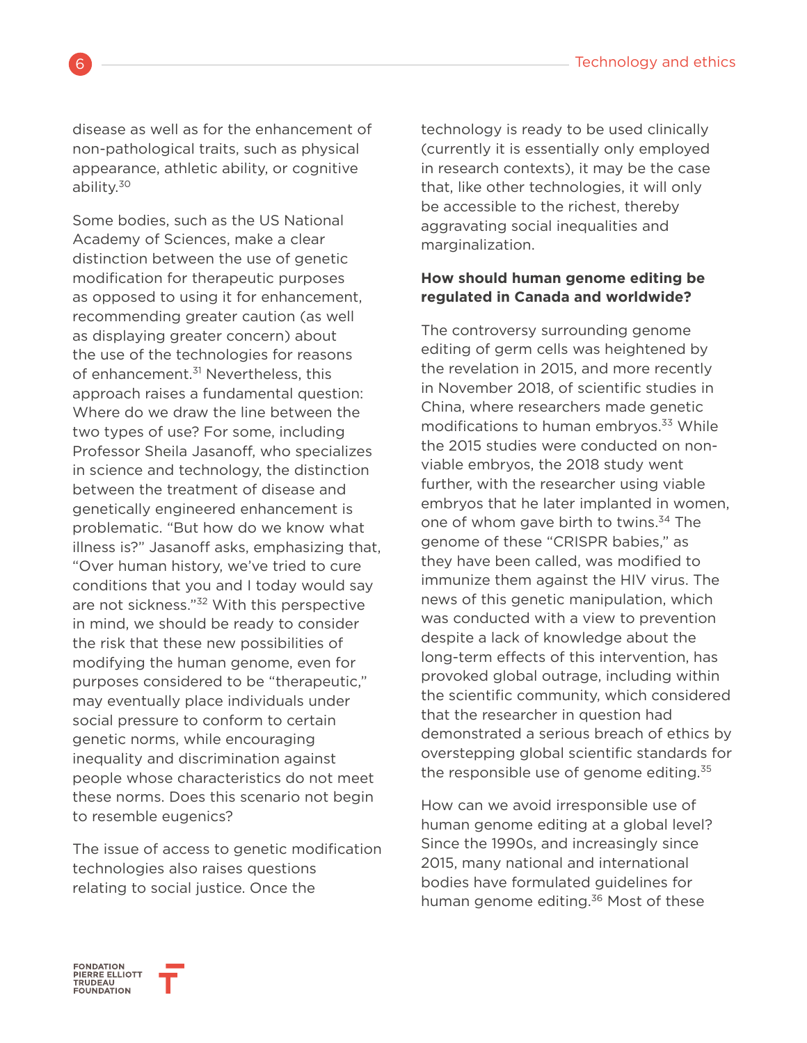disease as well as for the enhancement of non-pathological traits, such as physical appearance, athletic ability, or cognitive ability.[30]

Some bodies, such as the US National Academy of Sciences, make a clear distinction between the use of genetic modification for therapeutic purposes as opposed to using it for enhancement, recommending greater caution (as well as displaying greater concern) about the use of the technologies for reasons of enhancement.[31] Nevertheless, this approach raises a fundamental question: Where do we draw the line between the two types of use? For some, including Professor Sheila Jasanoff, who specializes in science and technology, the distinction between the treatment of disease and genetically engineered enhancement is problematic. "But how do we know what illness is?" Jasanoff asks, emphasizing that, "Over human history, we've tried to cure conditions that you and I today would say are not sickness."[32] With this perspective in mind, we should be ready to consider the risk that these new possibilities of modifying the human genome, even for purposes considered to be "therapeutic," may eventually place individuals under social pressure to conform to certain genetic norms, while encouraging inequality and discrimination against people whose characteristics do not meet these norms. Does this scenario not begin to resemble eugenics?

The issue of access to genetic modification technologies also raises questions relating to social justice. Once the technology is ready to be used clinically (currently it is essentially only employed in research contexts), it may be the case that, like other technologies, it will only be accessible to the richest, thereby aggravating social inequalities and marginalization.

**How should human genome editing be regulated in Canada and worldwide?**

The controversy surrounding genome editing of germ cells was heightened by the revelation in 2015, and more recently in November 2018, of scientific studies in China, where researchers made genetic modifications to human embryos.[33] While the 2015 studies were conducted on non-viable embryos, the 2018 study went further, with the researcher using viable embryos that he later implanted in women, one of whom gave birth to twins.[34] The genome of these "CRISPR babies," as they have been called, was modified to immunize them against the HIV virus. The news of this genetic manipulation, which was conducted with a view to prevention despite a lack of knowledge about the long-term effects of this intervention, has provoked global outrage, including within the scientific community, which considered that the researcher in question had demonstrated a serious breach of ethics by overstepping global scientific standards for the responsible use of genome editing.[35]

How can we avoid irresponsible use of human genome editing at a global level? Since the 1990s, and increasingly since 2015, many national and international bodies have formulated guidelines for human genome editing.[36] Most of these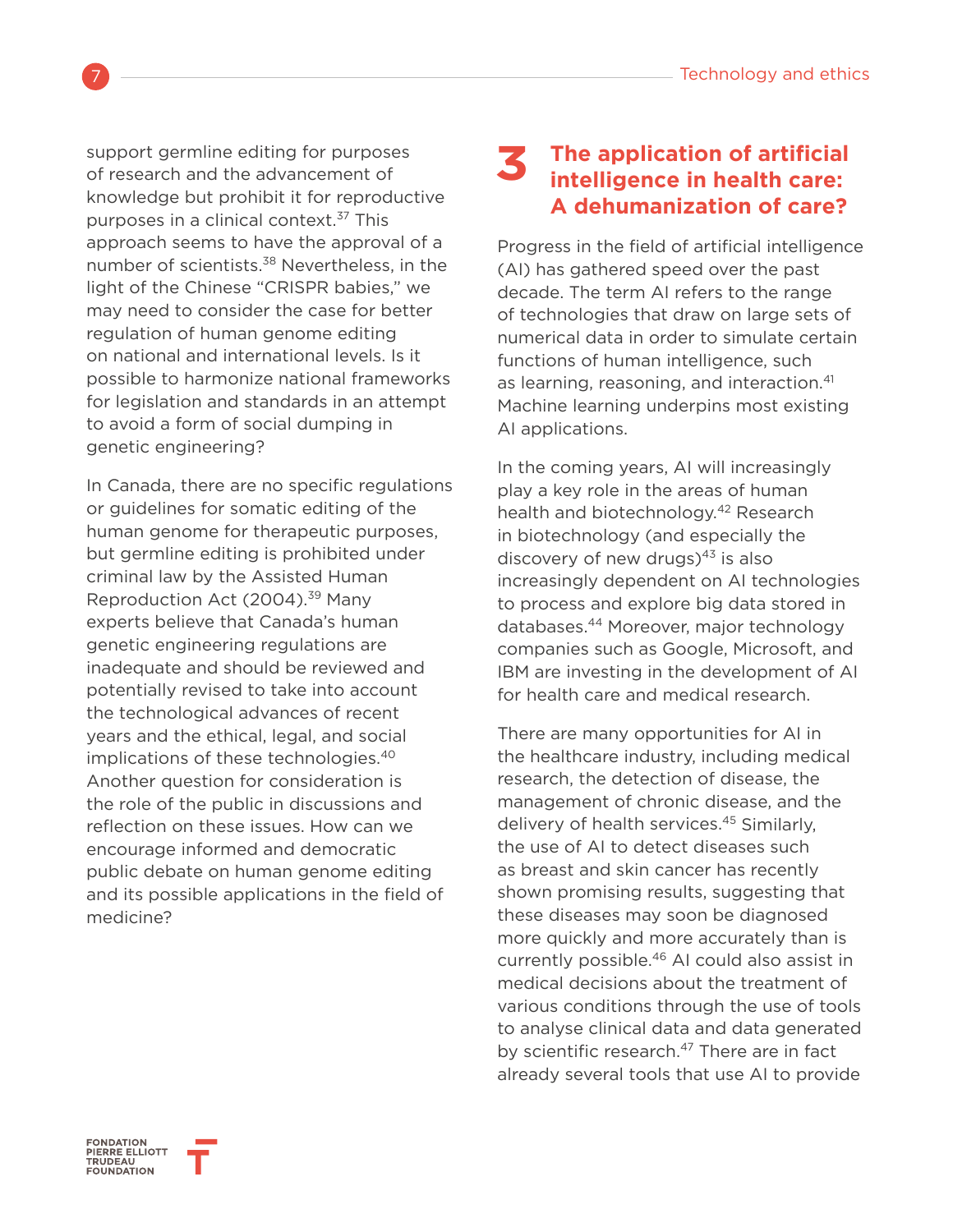support germline editing for purposes of research and the advancement of knowledge but prohibit it for reproductive purposes in a clinical context.[37] This approach seems to have the approval of a number of scientists.[38] Nevertheless, in the light of the Chinese "CRISPR babies," we may need to consider the case for better regulation of human genome editing on national and international levels. Is it possible to harmonize national frameworks for legislation and standards in an attempt to avoid a form of social dumping in genetic engineering?

In Canada, there are no specific regulations or guidelines for somatic editing of the human genome for therapeutic purposes, but germline editing is prohibited under criminal law by the Assisted Human Reproduction Act (2004).[39] Many experts believe that Canada's human genetic engineering regulations are inadequate and should be reviewed and potentially revised to take into account the technological advances of recent years and the ethical, legal, and social implications of these technologies.[40] Another question for consideration is the role of the public in discussions and reflection on these issues. How can we encourage informed and democratic public debate on human genome editing and its possible applications in the field of medicine?

## 3 The application of artificial intelligence in health care: A dehumanization of care?

Progress in the field of artificial intelligence (AI) has gathered speed over the past decade. The term AI refers to the range of technologies that draw on large sets of numerical data in order to simulate certain functions of human intelligence, such as learning, reasoning, and interaction.[41] Machine learning underpins most existing AI applications.

In the coming years, AI will increasingly play a key role in the areas of human health and biotechnology.[42] Research in biotechnology (and especially the discovery of new drugs)[43] is also increasingly dependent on AI technologies to process and explore big data stored in databases.[44] Moreover, major technology companies such as Google, Microsoft, and IBM are investing in the development of AI for health care and medical research.

There are many opportunities for AI in the healthcare industry, including medical research, the detection of disease, the management of chronic disease, and the delivery of health services.[45] Similarly, the use of AI to detect diseases such as breast and skin cancer has recently shown promising results, suggesting that these diseases may soon be diagnosed more quickly and more accurately than is currently possible.[46] AI could also assist in medical decisions about the treatment of various conditions through the use of tools to analyse clinical data and data generated by scientific research.[47] There are in fact already several tools that use AI to provide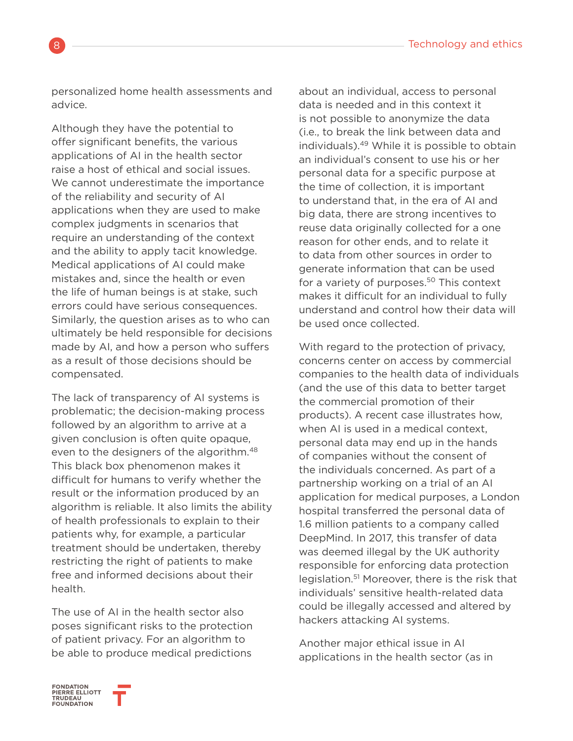personalized home health assessments and advice.

Although they have the potential to offer significant benefits, the various applications of AI in the health sector raise a host of ethical and social issues. We cannot underestimate the importance of the reliability and security of AI applications when they are used to make complex judgments in scenarios that require an understanding of the context and the ability to apply tacit knowledge. Medical applications of AI could make mistakes and, since the health or even the life of human beings is at stake, such errors could have serious consequences. Similarly, the question arises as to who can ultimately be held responsible for decisions made by AI, and how a person who suffers as a result of those decisions should be compensated.

The lack of transparency of AI systems is problematic; the decision-making process followed by an algorithm to arrive at a given conclusion is often quite opaque, even to the designers of the algorithm.[48] This black box phenomenon makes it difficult for humans to verify whether the result or the information produced by an algorithm is reliable. It also limits the ability of health professionals to explain to their patients why, for example, a particular treatment should be undertaken, thereby restricting the right of patients to make free and informed decisions about their health.

The use of AI in the health sector also poses significant risks to the protection of patient privacy. For an algorithm to be able to produce medical predictions about an individual, access to personal data is needed and in this context it is not possible to anonymize the data (i.e., to break the link between data and individuals).[49] While it is possible to obtain an individual's consent to use his or her personal data for a specific purpose at the time of collection, it is important to understand that, in the era of AI and big data, there are strong incentives to reuse data originally collected for a one reason for other ends, and to relate it to data from other sources in order to generate information that can be used for a variety of purposes.[50] This context makes it difficult for an individual to fully understand and control how their data will be used once collected.

With regard to the protection of privacy, concerns center on access by commercial companies to the health data of individuals (and the use of this data to better target the commercial promotion of their products). A recent case illustrates how, when AI is used in a medical context, personal data may end up in the hands of companies without the consent of the individuals concerned. As part of a partnership working on a trial of an AI application for medical purposes, a London hospital transferred the personal data of 1.6 million patients to a company called DeepMind. In 2017, this transfer of data was deemed illegal by the UK authority responsible for enforcing data protection legislation.[51] Moreover, there is the risk that individuals' sensitive health-related data could be illegally accessed and altered by hackers attacking AI systems.

Another major ethical issue in AI applications in the health sector (as in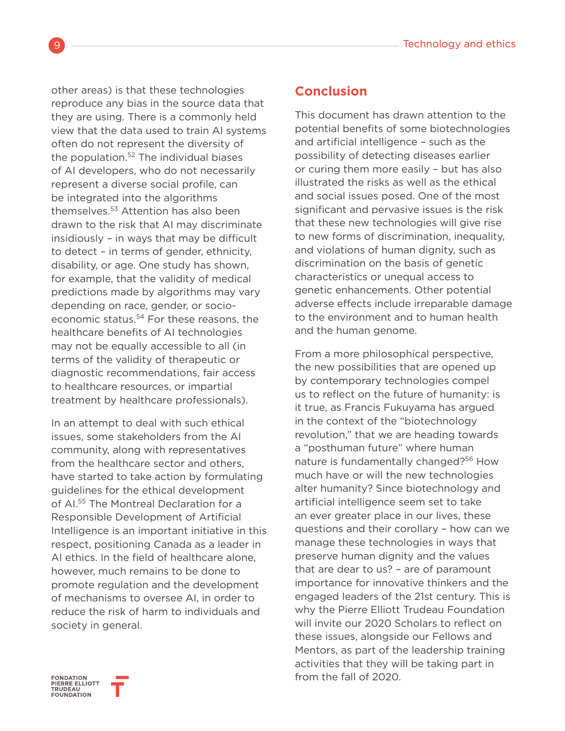other areas) is that these technologies reproduce any bias in the source data that they are using. There is a commonly held view that the data used to train AI systems often do not represent the diversity of the population.[52] The individual biases of AI developers, who do not necessarily represent a diverse social profile, can be integrated into the algorithms themselves.[53] Attention has also been drawn to the risk that AI may discriminate insidiously – in ways that may be difficult to detect – in terms of gender, ethnicity, disability, or age. One study has shown, for example, that the validity of medical predictions made by algorithms may vary depending on race, gender, or socio-economic status.[54] For these reasons, the healthcare benefits of AI technologies may not be equally accessible to all (in terms of the validity of therapeutic or diagnostic recommendations, fair access to healthcare resources, or impartial treatment by healthcare professionals).

In an attempt to deal with such ethical issues, some stakeholders from the AI community, along with representatives from the healthcare sector and others, have started to take action by formulating guidelines for the ethical development of AI.[55] The Montreal Declaration for a Responsible Development of Artificial Intelligence is an important initiative in this respect, positioning Canada as a leader in AI ethics. In the field of healthcare alone, however, much remains to be done to promote regulation and the development of mechanisms to oversee AI, in order to reduce the risk of harm to individuals and society in general.

## Conclusion

This document has drawn attention to the potential benefits of some biotechnologies and artificial intelligence – such as the possibility of detecting diseases earlier or curing them more easily – but has also illustrated the risks as well as the ethical and social issues posed. One of the most significant and pervasive issues is the risk that these new technologies will give rise to new forms of discrimination, inequality, and violations of human dignity, such as discrimination on the basis of genetic characteristics or unequal access to genetic enhancements. Other potential adverse effects include irreparable damage to the environment and to human health and the human genome.

From a more philosophical perspective, the new possibilities that are opened up by contemporary technologies compel us to reflect on the future of humanity: is it true, as Francis Fukuyama has argued in the context of the "biotechnology revolution," that we are heading towards a "posthuman future" where human nature is fundamentally changed?[56] How much have or will the new technologies alter humanity? Since biotechnology and artificial intelligence seem set to take an ever greater place in our lives, these questions and their corollary – how can we manage these technologies in ways that preserve human dignity and the values that are dear to us? – are of paramount importance for innovative thinkers and the engaged leaders of the 21st century. This is why the Pierre Elliott Trudeau Foundation will invite our 2020 Scholars to reflect on these issues, alongside our Fellows and Mentors, as part of the leadership training activities that they will be taking part in from the fall of 2020.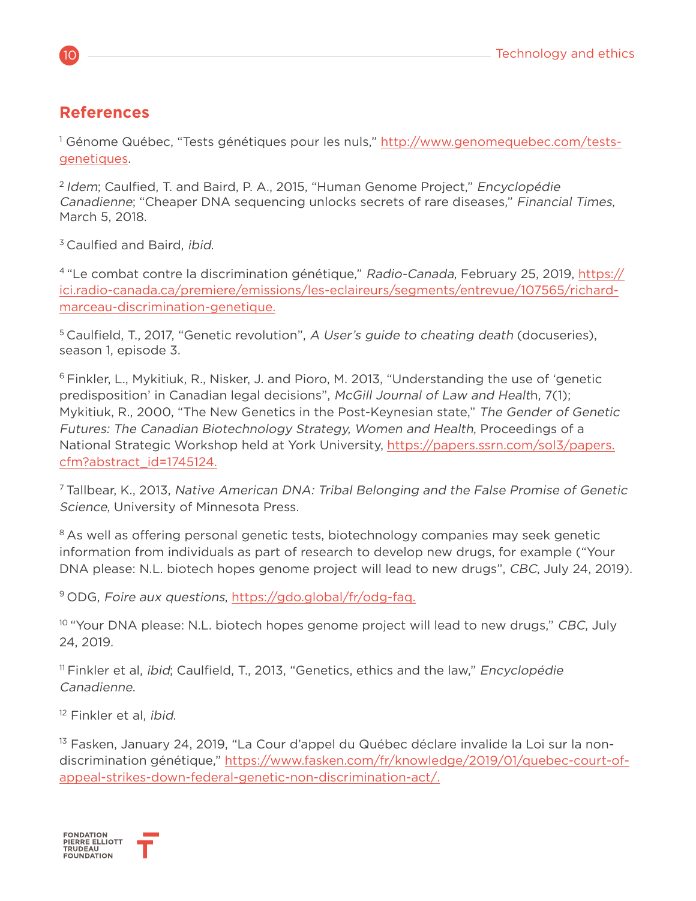## References

[1] Génome Québec, “Tests génétiques pour les nuls,” http://www.genomequebec.com/tests-genetiques.

[2] *Idem*; Caulfied, T. and Baird, P. A., 2015, “Human Genome Project,” *Encyclopédie Canadienne*; “Cheaper DNA sequencing unlocks secrets of rare diseases,” *Financial Times*, March 5, 2018.

[3] Caulfied and Baird, *ibid*.

[4] “Le combat contre la discrimination génétique,” *Radio-Canada*, February 25, 2019, https://ici.radio-canada.ca/premiere/emissions/les-eclaireurs/segments/entrevue/107565/richard-marceau-discrimination-genetique.

[5] Caulfield, T., 2017, “Genetic revolution”, *A User’s guide to cheating death* (docuseries), season 1, episode 3.

[6] Finkler, L., Mykitiuk, R., Nisker, J. and Pioro, M. 2013, “Understanding the use of ‘genetic predisposition’ in Canadian legal decisions”, *McGill Journal of Law and Health*, 7(1); Mykitiuk, R., 2000, “The New Genetics in the Post-Keynesian state,” *The Gender of Genetic Futures: The Canadian Biotechnology Strategy, Women and Health*, Proceedings of a National Strategic Workshop held at York University, https://papers.ssrn.com/sol3/papers.cfm?abstract_id=1745124.

[7] Tallbear, K., 2013, *Native American DNA: Tribal Belonging and the False Promise of Genetic Science*, University of Minnesota Press.

[8] As well as offering personal genetic tests, biotechnology companies may seek genetic information from individuals as part of research to develop new drugs, for example (“Your DNA please: N.L. biotech hopes genome project will lead to new drugs”, *CBC*, July 24, 2019).

[9] ODG, *Foire aux questions*, https://gdo.global/fr/odg-faq.

[10] “Your DNA please: N.L. biotech hopes genome project will lead to new drugs,” *CBC*, July 24, 2019.

[11] Finkler et al, *ibid*; Caulfield, T., 2013, “Genetics, ethics and the law,” *Encyclopédie Canadienne.*

[12] Finkler et al, *ibid*.

[13] Fasken, January 24, 2019, “La Cour d’appel du Québec déclare invalide la Loi sur la non-discrimination génétique,” https://www.fasken.com/fr/knowledge/2019/01/quebec-court-of-appeal-strikes-down-federal-genetic-non-discrimination-act/.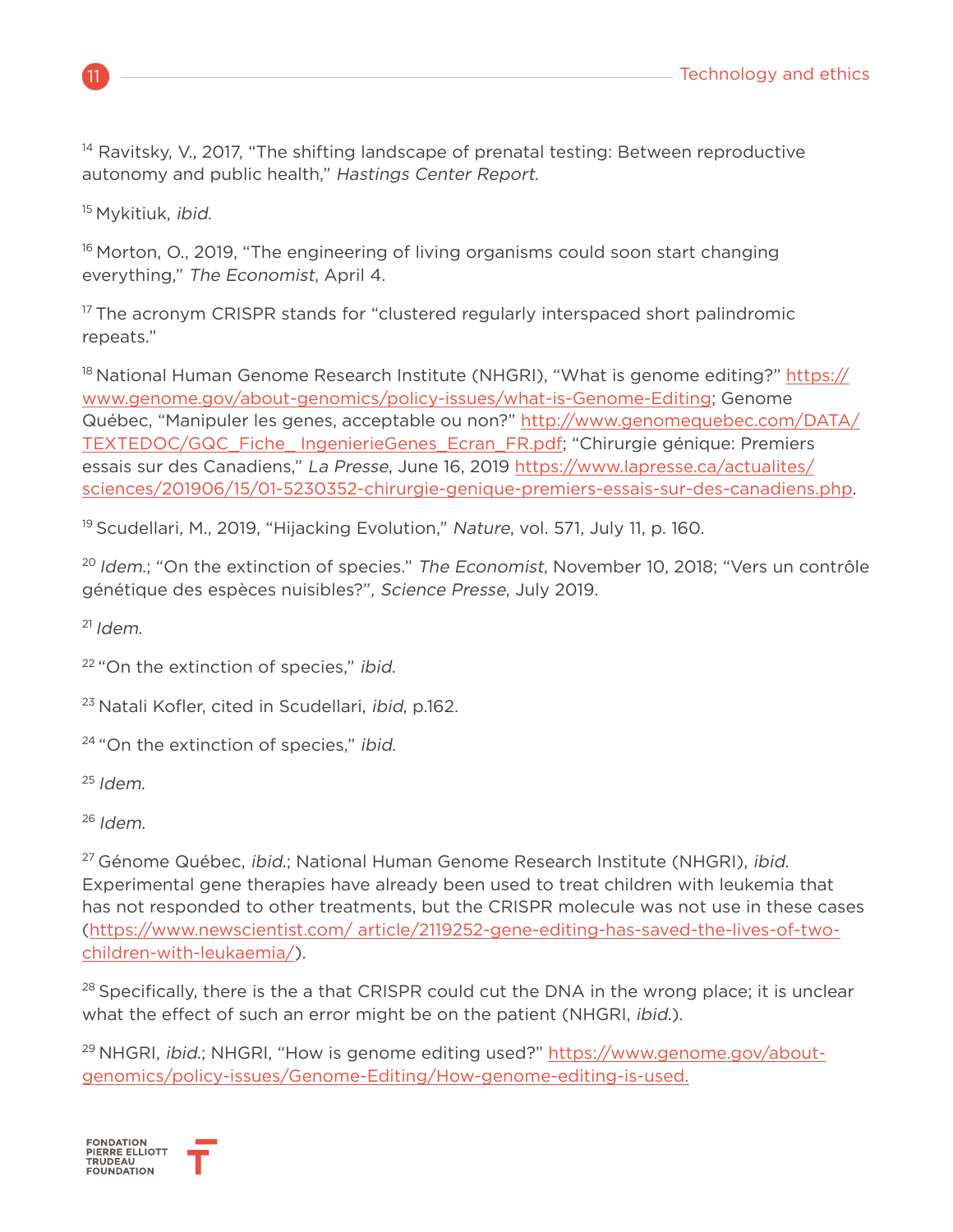[14] Ravitsky, V., 2017, "The shifting landscape of prenatal testing: Between reproductive autonomy and public health," *Hastings Center Report.*

[15] Mykitiuk, *ibid.*

[16] Morton, O., 2019, "The engineering of living organisms could soon start changing everything," *The Economist*, April 4.

[17] The acronym CRISPR stands for "clustered regularly interspaced short palindromic repeats."

[18] National Human Genome Research Institute (NHGRI), "What is genome editing?" https://www.genome.gov/about-genomics/policy-issues/what-is-Genome-Editing; Genome Québec, "Manipuler les genes, acceptable ou non?" http://www.genomequebec.com/DATA/TEXTEDOC/GQC_Fiche_ IngenierieGenes_Ecran_FR.pdf; "Chirurgie génique: Premiers essais sur des Canadiens," *La Presse*, June 16, 2019 https://www.lapresse.ca/actualites/sciences/201906/15/01-5230352-chirurgie-genique-premiers-essais-sur-des-canadiens.php.

[19] Scudellari, M., 2019, "Hijacking Evolution," *Nature*, vol. 571, July 11, p. 160.

[20] *Idem.*; "On the extinction of species." *The Economist*, November 10, 2018; "Vers un contrôle génétique des espèces nuisibles?", *Science Presse*, July 2019.

[21] *Idem.*

[22] "On the extinction of species," *ibid.*

[23] Natali Kofler, cited in Scudellari, *ibid*, p.162.

[24] "On the extinction of species," *ibid.*

[25] *Idem.*

[26] *Idem.*

[27] Génome Québec, *ibid.*; National Human Genome Research Institute (NHGRI), *ibid.* Experimental gene therapies have already been used to treat children with leukemia that has not responded to other treatments, but the CRISPR molecule was not use in these cases (https://www.newscientist.com/ article/2119252-gene-editing-has-saved-the-lives-of-two-children-with-leukaemia/).

[28] Specifically, there is the a that CRISPR could cut the DNA in the wrong place; it is unclear what the effect of such an error might be on the patient (NHGRI, *ibid.*).

[29] NHGRI, *ibid.*; NHGRI, "How is genome editing used?" https://www.genome.gov/about-genomics/policy-issues/Genome-Editing/How-genome-editing-is-used.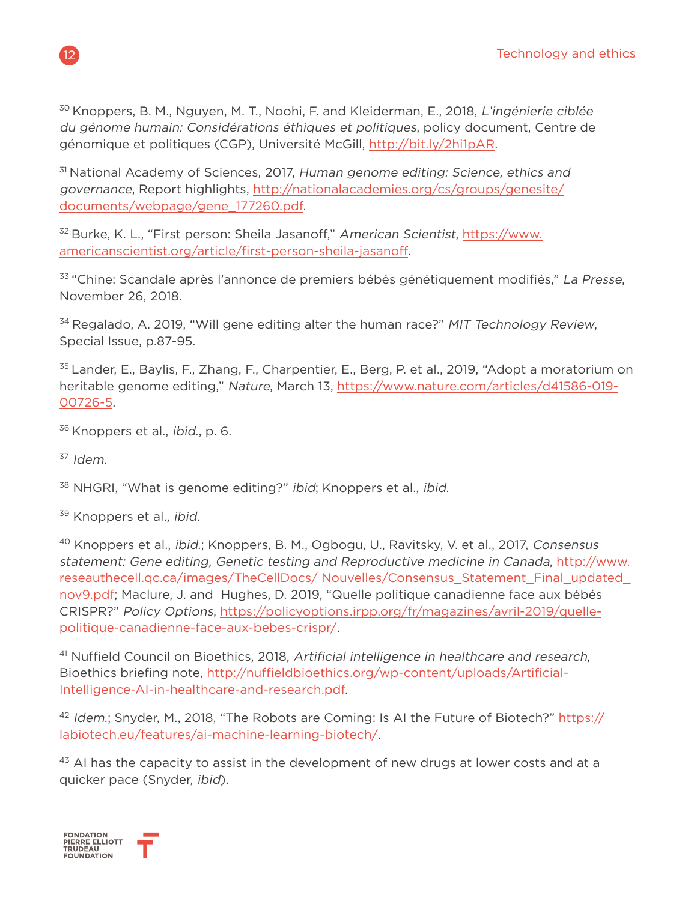[30] Knoppers, B. M., Nguyen, M. T., Noohi, F. and Kleiderman, E., 2018, *L'ingénierie ciblée du génome humain: Considérations éthiques et politiques*, policy document, Centre de génomique et politiques (CGP), Université McGill, http://bit.ly/2hi1pAR.

[31] National Academy of Sciences, 2017, *Human genome editing: Science, ethics and governance*, Report highlights, http://nationalacademies.org/cs/groups/genesite/documents/webpage/gene_177260.pdf.

[32] Burke, K. L., "First person: Sheila Jasanoff," *American Scientist*, https://www.americanscientist.org/article/first-person-sheila-jasanoff.

[33] "Chine: Scandale après l'annonce de premiers bébés génétiquement modifiés," *La Presse*, November 26, 2018.

[34] Regalado, A. 2019, "Will gene editing alter the human race?" *MIT Technology Review*, Special Issue, p.87-95.

[35] Lander, E., Baylis, F., Zhang, F., Charpentier, E., Berg, P. et al., 2019, "Adopt a moratorium on heritable genome editing," *Nature*, March 13, https://www.nature.com/articles/d41586-019-00726-5.

[36] Knoppers et al., *ibid.*, p. 6.

[37] *Idem.*

[38] NHGRI, "What is genome editing?" *ibid*; Knoppers et al., *ibid.*

[39] Knoppers et al., *ibid.*

[40] Knoppers et al., *ibid.*; Knoppers, B. M., Ogbogu, U., Ravitsky, V. et al., 2017, *Consensus statement: Gene editing, Genetic testing and Reproductive medicine in Canada*, http://www.reseauthecell.qc.ca/images/TheCellDocs/ Nouvelles/Consensus_Statement_Final_updated_nov9.pdf; Maclure, J. and Hughes, D. 2019, "Quelle politique canadienne face aux bébés CRISPR?" *Policy Options*, https://policyoptions.irpp.org/fr/magazines/avril-2019/quelle-politique-canadienne-face-aux-bebes-crispr/.

[41] Nuffield Council on Bioethics, 2018, *Artificial intelligence in healthcare and research*, Bioethics briefing note, http://nuffieldbioethics.org/wp-content/uploads/Artificial-Intelligence-AI-in-healthcare-and-research.pdf.

[42] *Idem.*; Snyder, M., 2018, "The Robots are Coming: Is AI the Future of Biotech?" https://labiotech.eu/features/ai-machine-learning-biotech/.

[43] AI has the capacity to assist in the development of new drugs at lower costs and at a quicker pace (Snyder, *ibid*).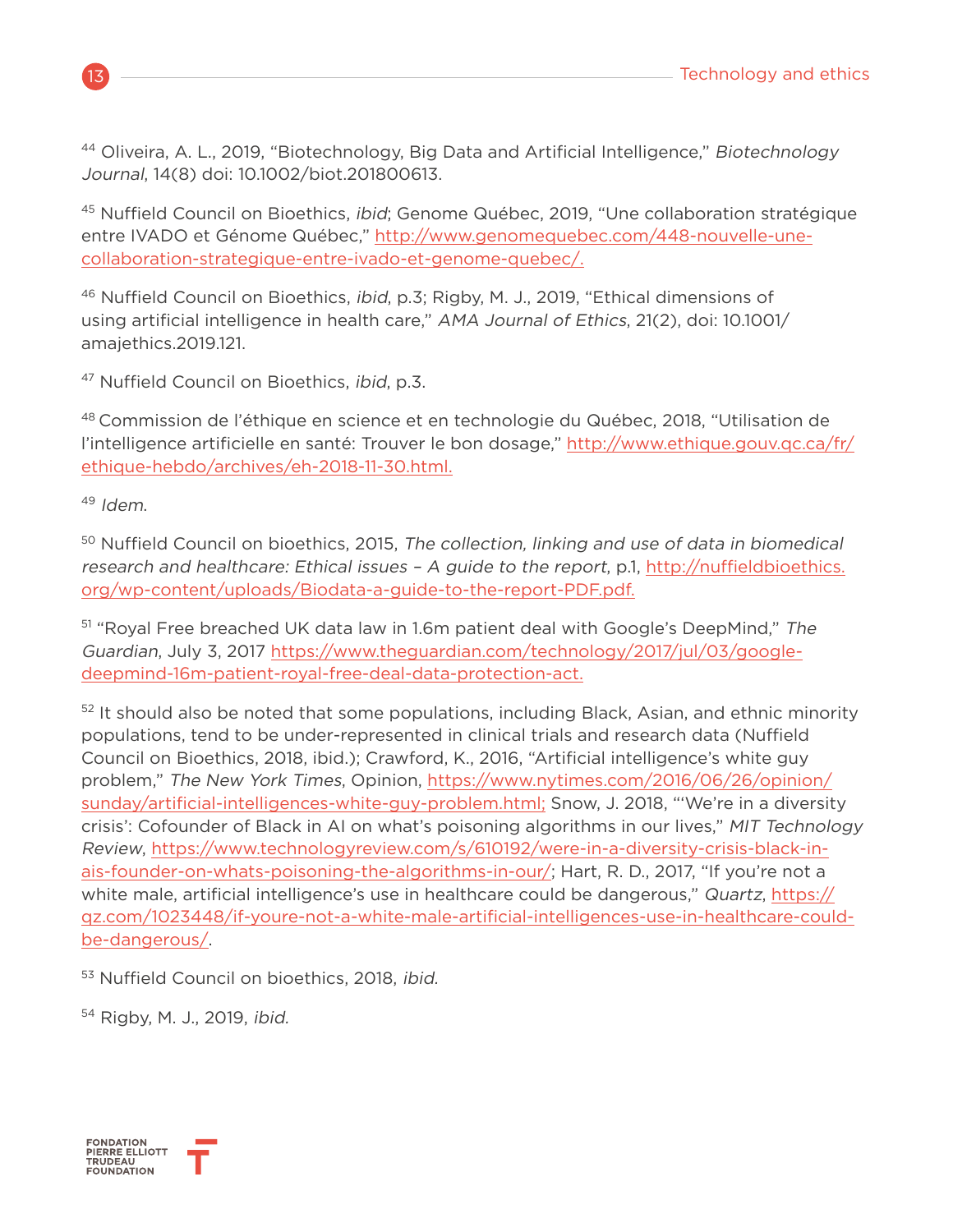[44] Oliveira, A. L., 2019, “Biotechnology, Big Data and Artificial Intelligence,” *Biotechnology Journal*, 14(8) doi: 10.1002/biot.201800613.

[45] Nuffield Council on Bioethics, *ibid*; Genome Québec, 2019, “Une collaboration stratégique entre IVADO et Génome Québec,” http://www.genomequebec.com/448-nouvelle-une-collaboration-strategique-entre-ivado-et-genome-quebec/.

[46] Nuffield Council on Bioethics, *ibid*, p.3; Rigby, M. J., 2019, “Ethical dimensions of using artificial intelligence in health care,” *AMA Journal of Ethics*, 21(2), doi: 10.1001/amajethics.2019.121.

[47] Nuffield Council on Bioethics, *ibid*, p.3.

[48] Commission de l’éthique en science et en technologie du Québec, 2018, “Utilisation de l’intelligence artificielle en santé: Trouver le bon dosage,” http://www.ethique.gouv.qc.ca/fr/ethique-hebdo/archives/eh-2018-11-30.html.

[49] *Idem.*

[50] Nuffield Council on bioethics, 2015, *The collection, linking and use of data in biomedical research and healthcare: Ethical issues – A guide to the report*, p.1, http://nuffieldbioethics.org/wp-content/uploads/Biodata-a-guide-to-the-report-PDF.pdf.

[51] “Royal Free breached UK data law in 1.6m patient deal with Google’s DeepMind,” *The Guardian*, July 3, 2017 https://www.theguardian.com/technology/2017/jul/03/google-deepmind-16m-patient-royal-free-deal-data-protection-act.

[52] It should also be noted that some populations, including Black, Asian, and ethnic minority populations, tend to be under-represented in clinical trials and research data (Nuffield Council on Bioethics, 2018, ibid.); Crawford, K., 2016, “Artificial intelligence’s white guy problem,” *The New York Times*, Opinion, https://www.nytimes.com/2016/06/26/opinion/sunday/artificial-intelligences-white-guy-problem.html; Snow, J. 2018, “‘We’re in a diversity crisis’: Cofounder of Black in AI on what’s poisoning algorithms in our lives,” *MIT Technology Review*, https://www.technologyreview.com/s/610192/were-in-a-diversity-crisis-black-in-ais-founder-on-whats-poisoning-the-algorithms-in-our/; Hart, R. D., 2017, “If you’re not a white male, artificial intelligence’s use in healthcare could be dangerous,” *Quartz*, https://qz.com/1023448/if-youre-not-a-white-male-artificial-intelligences-use-in-healthcare-could-be-dangerous/.

[53] Nuffield Council on bioethics, 2018, *ibid.*

[54] Rigby, M. J., 2019, *ibid.*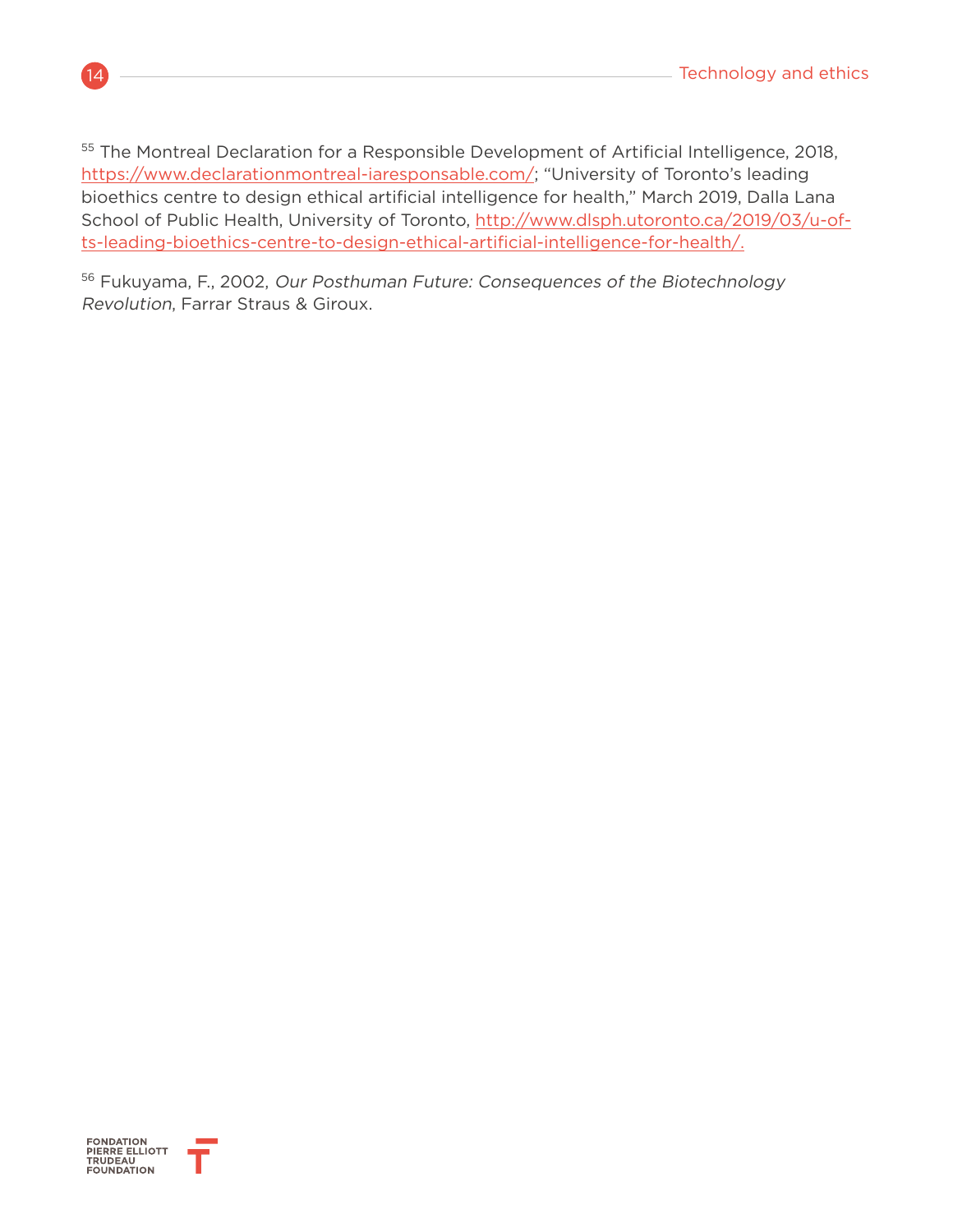[55] The Montreal Declaration for a Responsible Development of Artificial Intelligence, 2018, https://www.declarationmontreal-iaresponsable.com/; "University of Toronto's leading bioethics centre to design ethical artificial intelligence for health," March 2019, Dalla Lana School of Public Health, University of Toronto, http://www.dlsph.utoronto.ca/2019/03/u-of-ts-leading-bioethics-centre-to-design-ethical-artificial-intelligence-for-health/.

[56] Fukuyama, F., 2002, *Our Posthuman Future: Consequences of the Biotechnology Revolution*, Farrar Straus & Giroux.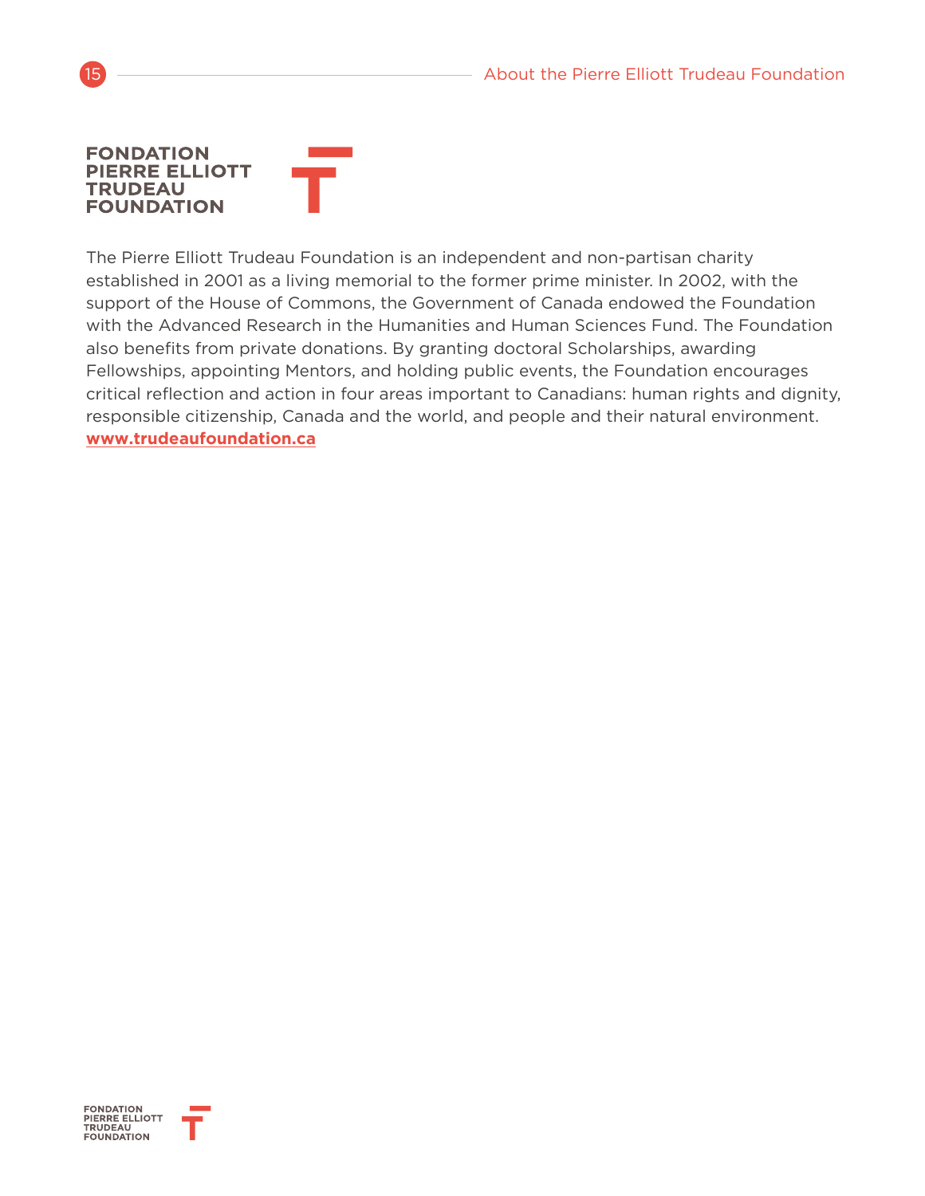**FONDATION PIERRE ELLIOTT TRUDEAU FOUNDATION**

The Pierre Elliott Trudeau Foundation is an independent and non-partisan charity established in 2001 as a living memorial to the former prime minister. In 2002, with the support of the House of Commons, the Government of Canada endowed the Foundation with the Advanced Research in the Humanities and Human Sciences Fund. The Foundation also benefits from private donations. By granting doctoral Scholarships, awarding Fellowships, appointing Mentors, and holding public events, the Foundation encourages critical reflection and action in four areas important to Canadians: human rights and dignity, responsible citizenship, Canada and the world, and people and their natural environment.
**www.trudeaufoundation.ca**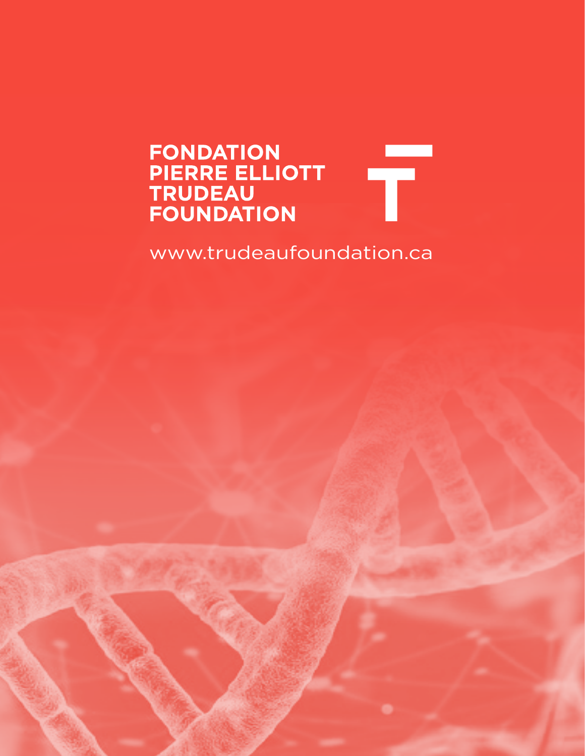FONDATION
PIERRE ELLIOTT
TRUDEAU
FOUNDATION

www.trudeaufoundation.ca